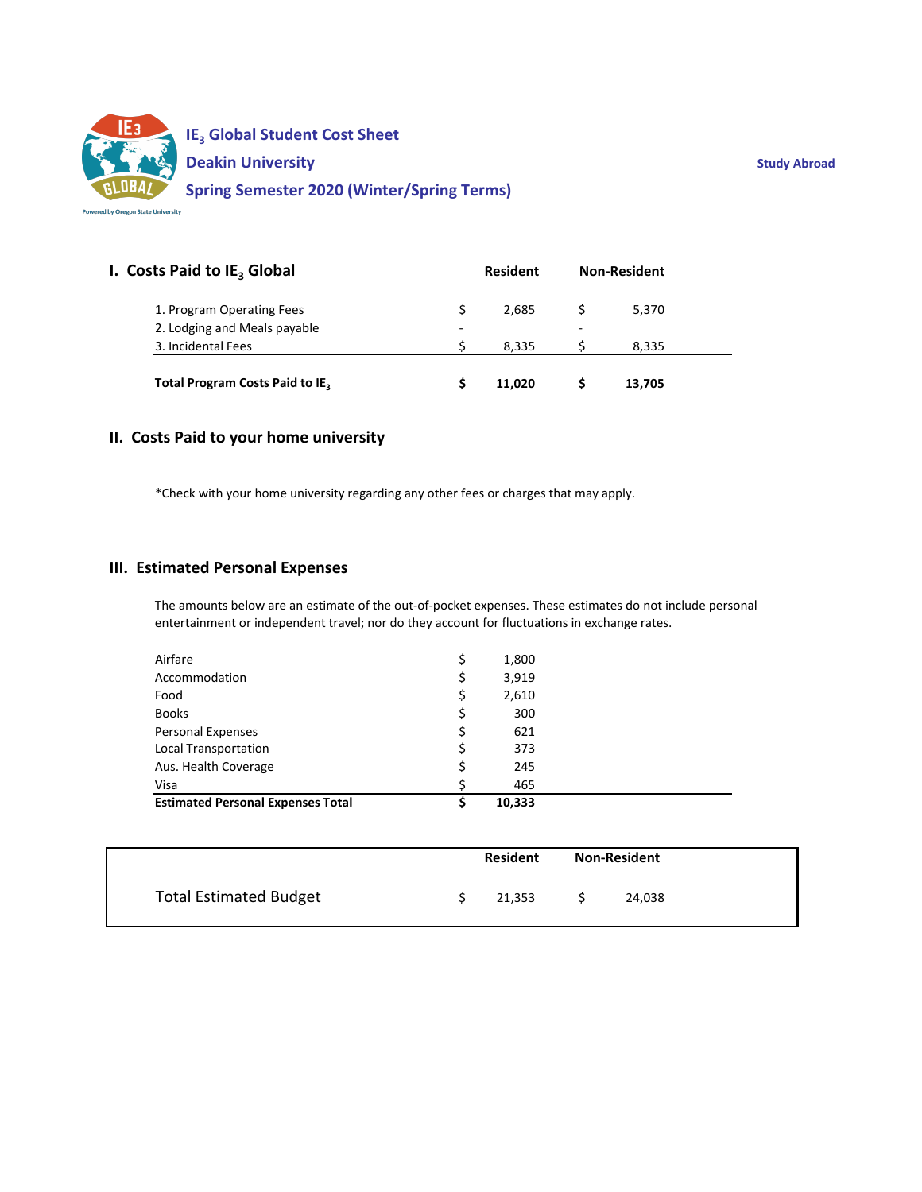# $IE_3$ Global Student Cost Sheet

## Deakin University

## Spring Semester 2020 (Winter/Spring Terms)

Study Abroad

Powered by Oregon State University

## I. Costs Paid to $IE_3$ Global

| | Resident | Non-Resident |
|---|---|---|
| 1. Program Operating Fees | $ 2,685 | $ 5,370 |
| 2. Lodging and Meals payable | - | - |
| 3. Incidental Fees | $ 8,335 | $ 8,335 |
| **Total Program Costs Paid to $IE_3$** | **$ 11,020** | **$ 13,705** |

## II. Costs Paid to your home university

*Check with your home university regarding any other fees or charges that may apply.

## III. Estimated Personal Expenses

The amounts below are an estimate of the out-of-pocket expenses. These estimates do not include personal entertainment or independent travel; nor do they account for fluctuations in exchange rates.

| | |
|---|---|
| Airfare | $ 1,800 |
| Accommodation | $ 3,919 |
| Food | $ 2,610 |
| Books | $ 300 |
| Personal Expenses | $ 621 |
| Local Transportation | $ 373 |
| Aus. Health Coverage | $ 245 |
| Visa | $ 465 |
| **Estimated Personal Expenses Total** | **$ 10,333** |

| | Resident | Non-Resident |
|---|---|---|
| Total Estimated Budget | $ 21,353 | $ 24,038 |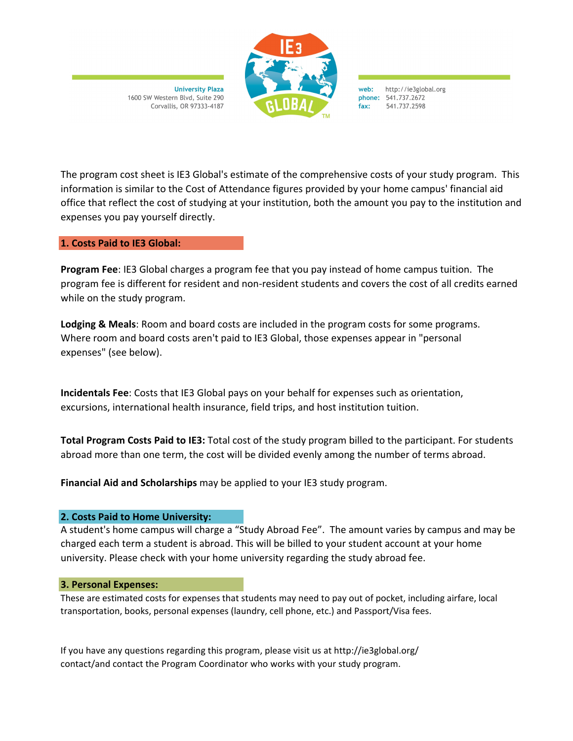University Plaza
1600 SW Western Blvd, Suite 290
Corvallis, OR 97333-4187

web: http://ie3global.org
phone: 541.737.2672
fax: 541.737.2598

The program cost sheet is IE3 Global's estimate of the comprehensive costs of your study program. This information is similar to the Cost of Attendance figures provided by your home campus' financial aid office that reflect the cost of studying at your institution, both the amount you pay to the institution and expenses you pay yourself directly.

## 1. Costs Paid to IE3 Global:

**Program Fee**: IE3 Global charges a program fee that you pay instead of home campus tuition. The program fee is different for resident and non-resident students and covers the cost of all credits earned while on the study program.

**Lodging & Meals**: Room and board costs are included in the program costs for some programs. Where room and board costs aren't paid to IE3 Global, those expenses appear in "personal expenses" (see below).

**Incidentals Fee**: Costs that IE3 Global pays on your behalf for expenses such as orientation, excursions, international health insurance, field trips, and host institution tuition.

**Total Program Costs Paid to IE3:** Total cost of the study program billed to the participant. For students abroad more than one term, the cost will be divided evenly among the number of terms abroad.

**Financial Aid and Scholarships** may be applied to your IE3 study program.

## 2. Costs Paid to Home University:

A student's home campus will charge a “Study Abroad Fee”. The amount varies by campus and may be charged each term a student is abroad. This will be billed to your student account at your home university. Please check with your home university regarding the study abroad fee.

## 3. Personal Expenses:

These are estimated costs for expenses that students may need to pay out of pocket, including airfare, local transportation, books, personal expenses (laundry, cell phone, etc.) and Passport/Visa fees.

If you have any questions regarding this program, please visit us at http://ie3global.org/contact/and contact the Program Coordinator who works with your study program.